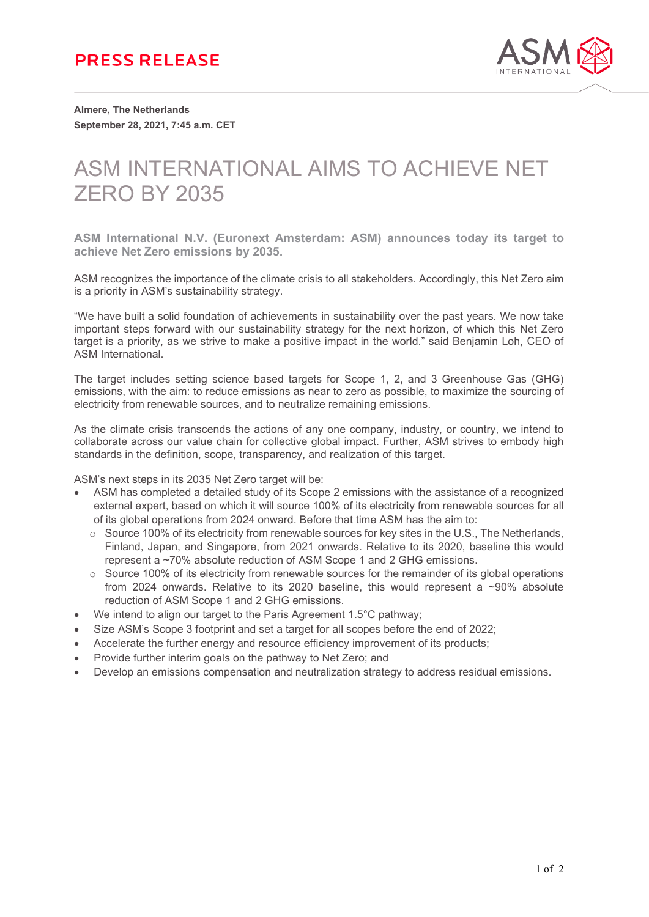**PRESS RELEASE**

**Almere, The Netherlands**
**September 28, 2021, 7:45 a.m. CET**

# ASM INTERNATIONAL AIMS TO ACHIEVE NET ZERO BY 2035

**ASM International N.V. (Euronext Amsterdam: ASM) announces today its target to achieve Net Zero emissions by 2035.**

ASM recognizes the importance of the climate crisis to all stakeholders. Accordingly, this Net Zero aim is a priority in ASM's sustainability strategy.

"We have built a solid foundation of achievements in sustainability over the past years. We now take important steps forward with our sustainability strategy for the next horizon, of which this Net Zero target is a priority, as we strive to make a positive impact in the world." said Benjamin Loh, CEO of ASM International.

The target includes setting science based targets for Scope 1, 2, and 3 Greenhouse Gas (GHG) emissions, with the aim: to reduce emissions as near to zero as possible, to maximize the sourcing of electricity from renewable sources, and to neutralize remaining emissions.

As the climate crisis transcends the actions of any one company, industry, or country, we intend to collaborate across our value chain for collective global impact. Further, ASM strives to embody high standards in the definition, scope, transparency, and realization of this target.

ASM's next steps in its 2035 Net Zero target will be:

- ASM has completed a detailed study of its Scope 2 emissions with the assistance of a recognized external expert, based on which it will source 100% of its electricity from renewable sources for all of its global operations from 2024 onward. Before that time ASM has the aim to:
  - Source 100% of its electricity from renewable sources for key sites in the U.S., The Netherlands, Finland, Japan, and Singapore, from 2021 onwards. Relative to its 2020, baseline this would represent a ~70% absolute reduction of ASM Scope 1 and 2 GHG emissions.
  - Source 100% of its electricity from renewable sources for the remainder of its global operations from 2024 onwards. Relative to its 2020 baseline, this would represent a ~90% absolute reduction of ASM Scope 1 and 2 GHG emissions.
- We intend to align our target to the Paris Agreement 1.5°C pathway;
- Size ASM's Scope 3 footprint and set a target for all scopes before the end of 2022;
- Accelerate the further energy and resource efficiency improvement of its products;
- Provide further interim goals on the pathway to Net Zero; and
- Develop an emissions compensation and neutralization strategy to address residual emissions.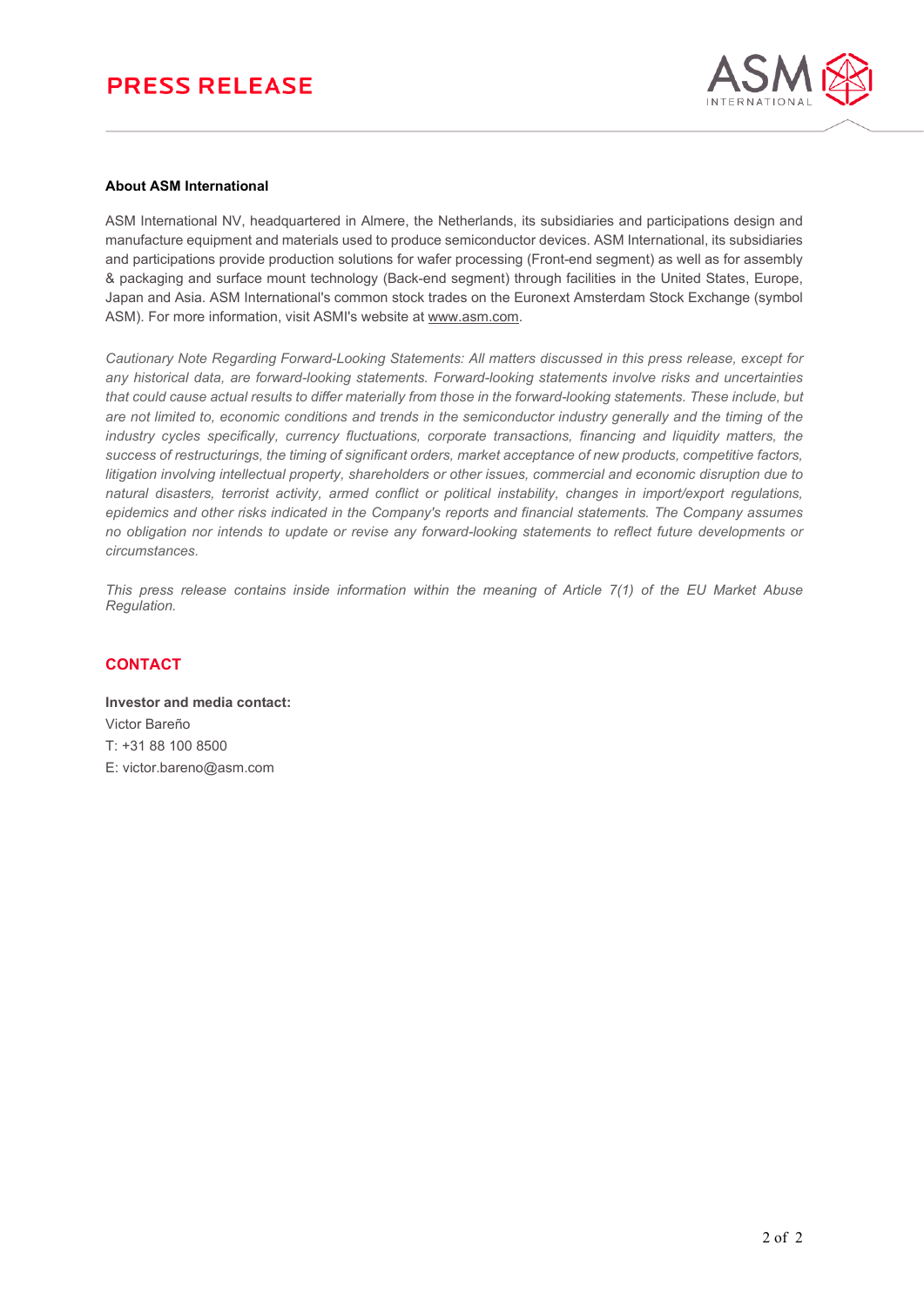**About ASM International**

ASM International NV, headquartered in Almere, the Netherlands, its subsidiaries and participations design and manufacture equipment and materials used to produce semiconductor devices. ASM International, its subsidiaries and participations provide production solutions for wafer processing (Front-end segment) as well as for assembly & packaging and surface mount technology (Back-end segment) through facilities in the United States, Europe, Japan and Asia. ASM International's common stock trades on the Euronext Amsterdam Stock Exchange (symbol ASM). For more information, visit ASMI's website at www.asm.com.

*Cautionary Note Regarding Forward-Looking Statements: All matters discussed in this press release, except for any historical data, are forward-looking statements. Forward-looking statements involve risks and uncertainties that could cause actual results to differ materially from those in the forward-looking statements. These include, but are not limited to, economic conditions and trends in the semiconductor industry generally and the timing of the industry cycles specifically, currency fluctuations, corporate transactions, financing and liquidity matters, the success of restructurings, the timing of significant orders, market acceptance of new products, competitive factors, litigation involving intellectual property, shareholders or other issues, commercial and economic disruption due to natural disasters, terrorist activity, armed conflict or political instability, changes in import/export regulations, epidemics and other risks indicated in the Company's reports and financial statements. The Company assumes no obligation nor intends to update or revise any forward-looking statements to reflect future developments or circumstances.*

*This press release contains inside information within the meaning of Article 7(1) of the EU Market Abuse Regulation.*

## CONTACT

**Investor and media contact:**
Victor Bareño
T: +31 88 100 8500
E: victor.bareno@asm.com